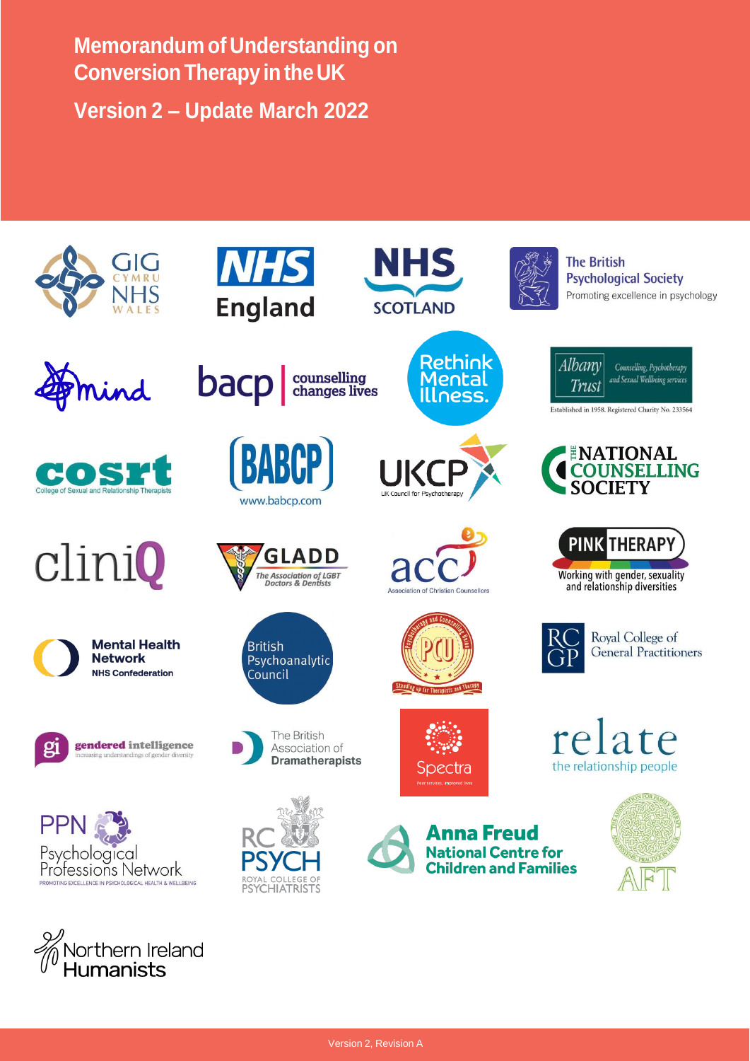# Memorandum of Understanding on Conversion Therapy in the UK

## Version 2 – Update March 2022

GIG CYMRU NHS WALES

NHS England

NHS SCOTLAND

The British Psychological Society – Promoting excellence in psychology

mind

bacp | counselling changes lives

Rethink Mental Illness.

Albany Trust – Counselling, Psychotherapy and Sexual Wellbeing services – Established in 1958. Registered Charity No. 233564

COSRT – College of Sexual and Relationship Therapists

BABCP – www.babcp.com

UKCP – UK Council for Psychotherapy

THE NATIONAL COUNSELLING SOCIETY

cliniQ

GLADD – The Association of LGBT Doctors & Dentists

acc – Association of Christian Counsellors

PINK THERAPY – Working with gender, sexuality and relationship diversities

Mental Health Network – NHS Confederation

British Psychoanalytic Council

PCU – Psychotherapy and Counselling Union – Standing up for Therapists and Therapy

RCGP – Royal College of General Practitioners

gi – gendered intelligence – increasing understandings of gender diversity

The British Association of Dramatherapists

Spectra – Peer services, improved lives

relate – the relationship people

PPN – Psychological Professions Network – PROMOTING EXCELLENCE IN PSYCHOLOGICAL HEALTH & WELLBEING

RC PSYCH – ROYAL COLLEGE OF PSYCHIATRISTS

Anna Freud National Centre for Children and Families

AFT – The Association for Family Therapy and Systemic Practice in the UK

Northern Ireland Humanists

Version 2, Revision A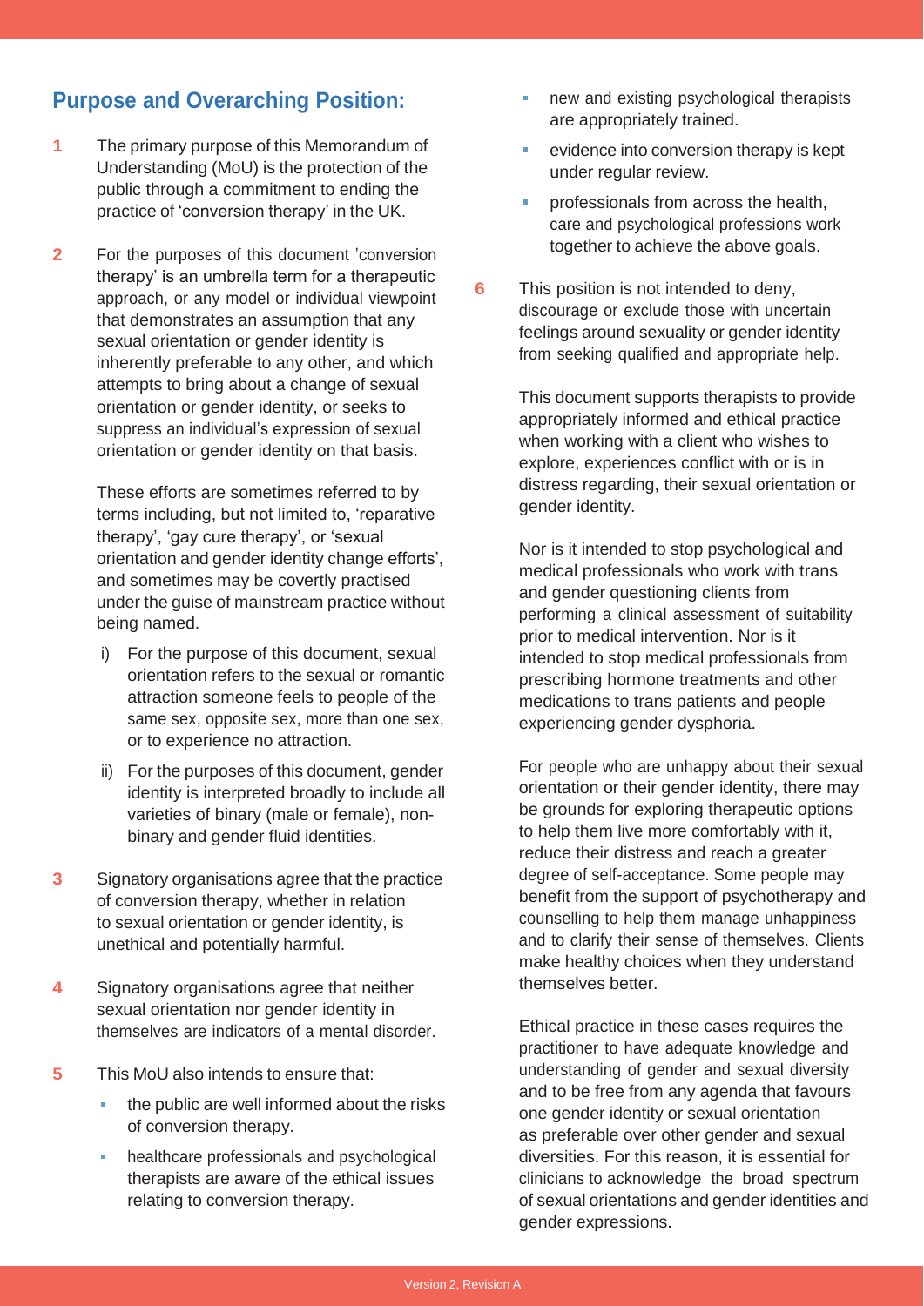## Purpose and Overarching Position:

**1** The primary purpose of this Memorandum of Understanding (MoU) is the protection of the public through a commitment to ending the practice of 'conversion therapy' in the UK.

**2** For the purposes of this document 'conversion therapy' is an umbrella term for a therapeutic approach, or any model or individual viewpoint that demonstrates an assumption that any sexual orientation or gender identity is inherently preferable to any other, and which attempts to bring about a change of sexual orientation or gender identity, or seeks to suppress an individual's expression of sexual orientation or gender identity on that basis.

These efforts are sometimes referred to by terms including, but not limited to, 'reparative therapy', 'gay cure therapy', or 'sexual orientation and gender identity change efforts', and sometimes may be covertly practised under the guise of mainstream practice without being named.

i) For the purpose of this document, sexual orientation refers to the sexual or romantic attraction someone feels to people of the same sex, opposite sex, more than one sex, or to experience no attraction.

ii) For the purposes of this document, gender identity is interpreted broadly to include all varieties of binary (male or female), non-binary and gender fluid identities.

**3** Signatory organisations agree that the practice of conversion therapy, whether in relation to sexual orientation or gender identity, is unethical and potentially harmful.

**4** Signatory organisations agree that neither sexual orientation nor gender identity in themselves are indicators of a mental disorder.

**5** This MoU also intends to ensure that:

- the public are well informed about the risks of conversion therapy.
- healthcare professionals and psychological therapists are aware of the ethical issues relating to conversion therapy.
- new and existing psychological therapists are appropriately trained.
- evidence into conversion therapy is kept under regular review.
- professionals from across the health, care and psychological professions work together to achieve the above goals.

**6** This position is not intended to deny, discourage or exclude those with uncertain feelings around sexuality or gender identity from seeking qualified and appropriate help.

This document supports therapists to provide appropriately informed and ethical practice when working with a client who wishes to explore, experiences conflict with or is in distress regarding, their sexual orientation or gender identity.

Nor is it intended to stop psychological and medical professionals who work with trans and gender questioning clients from performing a clinical assessment of suitability prior to medical intervention. Nor is it intended to stop medical professionals from prescribing hormone treatments and other medications to trans patients and people experiencing gender dysphoria.

For people who are unhappy about their sexual orientation or their gender identity, there may be grounds for exploring therapeutic options to help them live more comfortably with it, reduce their distress and reach a greater degree of self-acceptance. Some people may benefit from the support of psychotherapy and counselling to help them manage unhappiness and to clarify their sense of themselves. Clients make healthy choices when they understand themselves better.

Ethical practice in these cases requires the practitioner to have adequate knowledge and understanding of gender and sexual diversity and to be free from any agenda that favours one gender identity or sexual orientation as preferable over other gender and sexual diversities. For this reason, it is essential for clinicians to acknowledge the broad spectrum of sexual orientations and gender identities and gender expressions.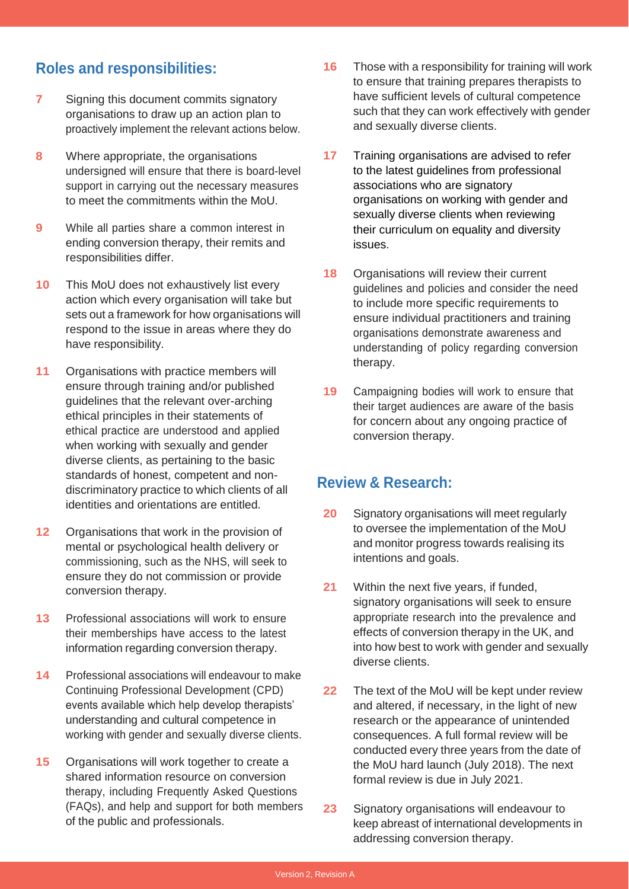## Roles and responsibilities:

7. Signing this document commits signatory organisations to draw up an action plan to proactively implement the relevant actions below.

8. Where appropriate, the organisations undersigned will ensure that there is board-level support in carrying out the necessary measures to meet the commitments within the MoU.

9. While all parties share a common interest in ending conversion therapy, their remits and responsibilities differ.

10. This MoU does not exhaustively list every action which every organisation will take but sets out a framework for how organisations will respond to the issue in areas where they do have responsibility.

11. Organisations with practice members will ensure through training and/or published guidelines that the relevant over-arching ethical principles in their statements of ethical practice are understood and applied when working with sexually and gender diverse clients, as pertaining to the basic standards of honest, competent and non-discriminatory practice to which clients of all identities and orientations are entitled.

12. Organisations that work in the provision of mental or psychological health delivery or commissioning, such as the NHS, will seek to ensure they do not commission or provide conversion therapy.

13. Professional associations will work to ensure their memberships have access to the latest information regarding conversion therapy.

14. Professional associations will endeavour to make Continuing Professional Development (CPD) events available which help develop therapists' understanding and cultural competence in working with gender and sexually diverse clients.

15. Organisations will work together to create a shared information resource on conversion therapy, including Frequently Asked Questions (FAQs), and help and support for both members of the public and professionals.

16. Those with a responsibility for training will work to ensure that training prepares therapists to have sufficient levels of cultural competence such that they can work effectively with gender and sexually diverse clients.

17. Training organisations are advised to refer to the latest guidelines from professional associations who are signatory organisations on working with gender and sexually diverse clients when reviewing their curriculum on equality and diversity issues.

18. Organisations will review their current guidelines and policies and consider the need to include more specific requirements to ensure individual practitioners and training organisations demonstrate awareness and understanding of policy regarding conversion therapy.

19. Campaigning bodies will work to ensure that their target audiences are aware of the basis for concern about any ongoing practice of conversion therapy.

## Review & Research:

20. Signatory organisations will meet regularly to oversee the implementation of the MoU and monitor progress towards realising its intentions and goals.

21. Within the next five years, if funded, signatory organisations will seek to ensure appropriate research into the prevalence and effects of conversion therapy in the UK, and into how best to work with gender and sexually diverse clients.

22. The text of the MoU will be kept under review and altered, if necessary, in the light of new research or the appearance of unintended consequences. A full formal review will be conducted every three years from the date of the MoU hard launch (July 2018). The next formal review is due in July 2021.

23. Signatory organisations will endeavour to keep abreast of international developments in addressing conversion therapy.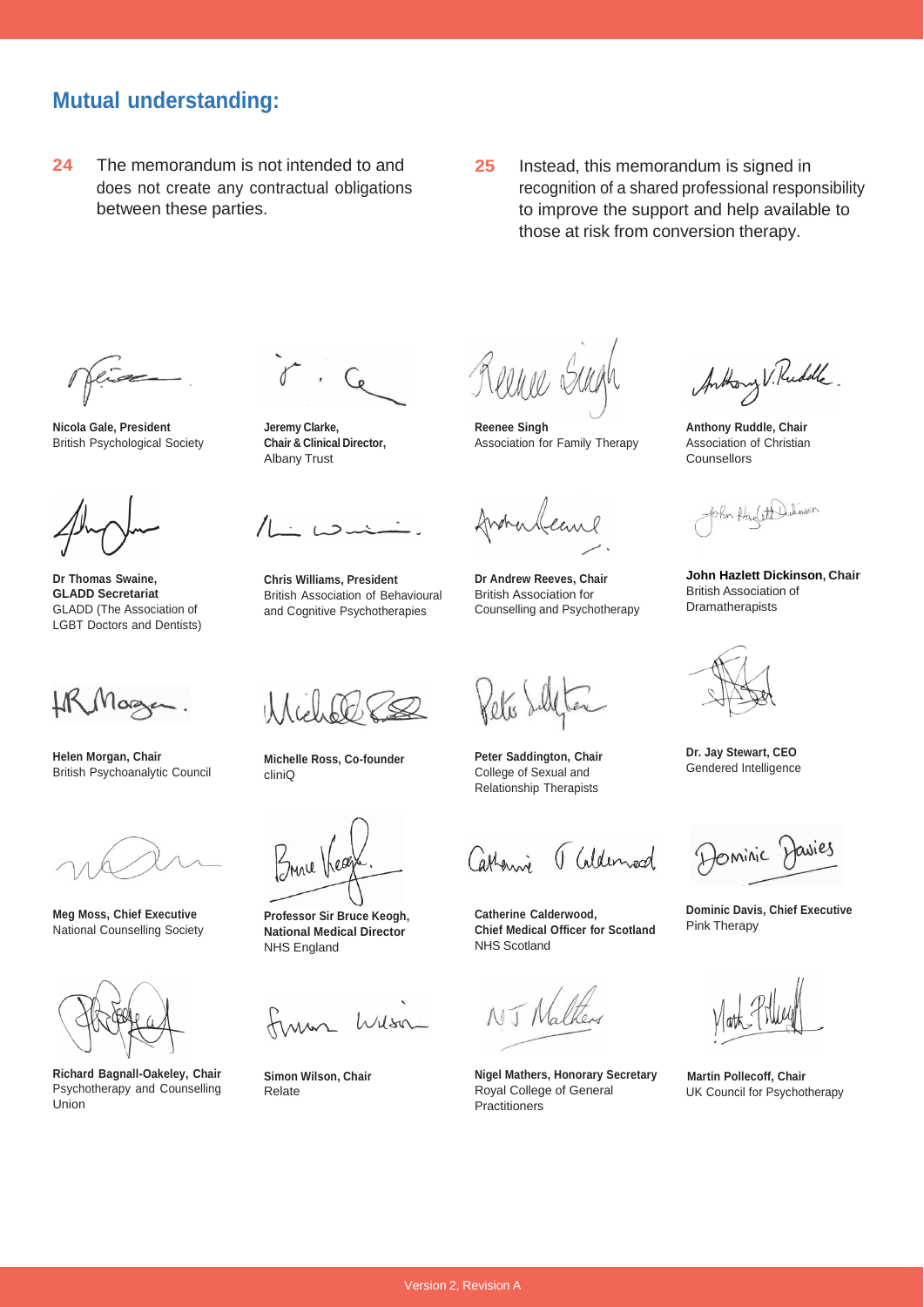## Mutual understanding:

**24** The memorandum is not intended to and does not create any contractual obligations between these parties.

**25** Instead, this memorandum is signed in recognition of a shared professional responsibility to improve the support and help available to those at risk from conversion therapy.

**Nicola Gale, President**
British Psychological Society

**Jeremy Clarke, Chair & Clinical Director,**
Albany Trust

**Reenee Singh**
Association for Family Therapy

**Anthony Ruddle, Chair**
Association of Christian Counsellors

**Dr Thomas Swaine, GLADD Secretariat**
GLADD (The Association of LGBT Doctors and Dentists)

**Chris Williams, President**
British Association of Behavioural and Cognitive Psychotherapies

**Dr Andrew Reeves, Chair**
British Association for Counselling and Psychotherapy

**John Hazlett Dickinson, Chair**
British Association of Dramatherapists

**Helen Morgan, Chair**
British Psychoanalytic Council

**Michelle Ross, Co-founder**
cliniQ

**Peter Saddington, Chair**
College of Sexual and Relationship Therapists

**Dr. Jay Stewart, CEO**
Gendered Intelligence

**Meg Moss, Chief Executive**
National Counselling Society

**Professor Sir Bruce Keogh, National Medical Director**
NHS England

**Catherine Calderwood, Chief Medical Officer for Scotland**
NHS Scotland

**Dominic Davis, Chief Executive**
Pink Therapy

**Richard Bagnall-Oakeley, Chair**
Psychotherapy and Counselling Union

**Simon Wilson, Chair**
Relate

**Nigel Mathers, Honorary Secretary**
Royal College of General Practitioners

**Martin Pollecoff, Chair**
UK Council for Psychotherapy

Version 2, Revision A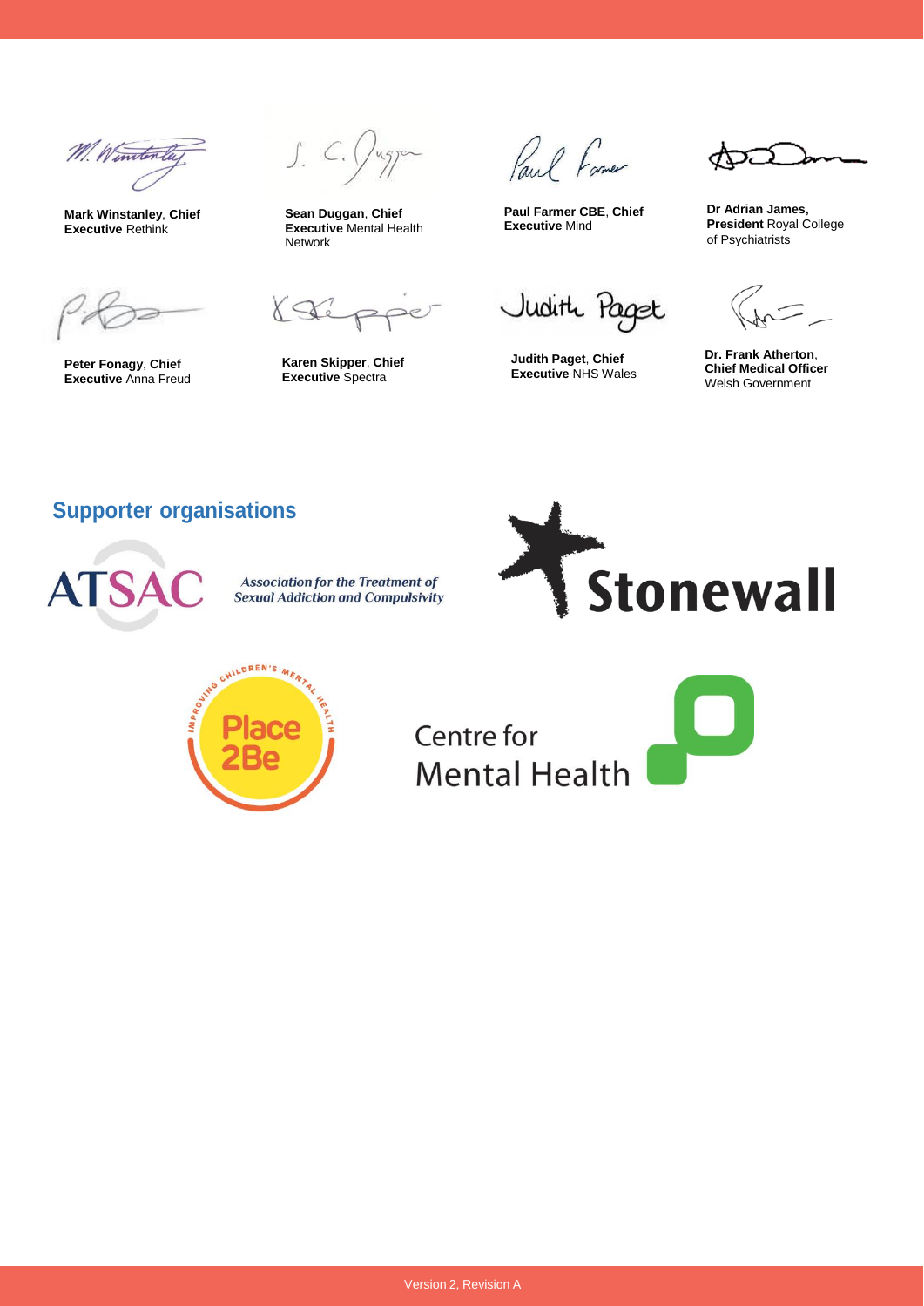**Mark Winstanley**, **Chief Executive** Rethink

**Sean Duggan**, **Chief Executive** Mental Health Network

**Paul Farmer CBE**, **Chief Executive** Mind

**Dr Adrian James, President** Royal College of Psychiatrists

**Peter Fonagy**, **Chief Executive** Anna Freud

**Karen Skipper**, **Chief Executive** Spectra

**Judith Paget**, **Chief Executive** NHS Wales

**Dr. Frank Atherton**, **Chief Medical Officer** Welsh Government

## Supporter organisations

ATSAC *Association for the Treatment of Sexual Addiction and Compulsivity*

Stonewall

Place 2Be — Improving Children's Mental Health

Centre for Mental Health

Version 2, Revision A